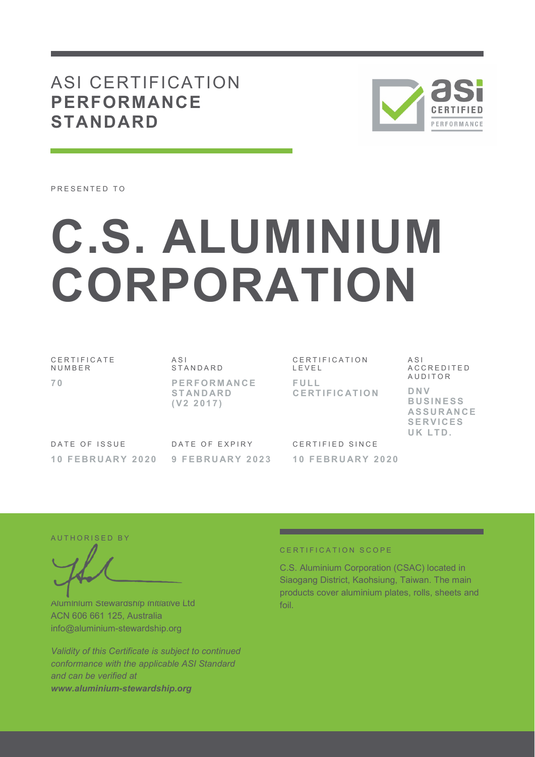# ASI CERTIFICATION **PERFORMANCE STANDARD**

PRESENTED TO

# C.S. ALUMINIUM CORPORATION

| CERTIFICATE NUMBER | ASI STANDARD | CERTIFICATION LEVEL | ASI ACCREDITED AUDITOR |
|---|---|---|---|
| **70** | **PERFORMANCE STANDARD (V2 2017)** | **FULL CERTIFICATION** | **DNV BUSINESS ASSURANCE SERVICES UK LTD.** |

| DATE OF ISSUE | DATE OF EXPIRY | CERTIFIED SINCE |
|---|---|---|
| **10 FEBRUARY 2020** | **9 FEBRUARY 2023** | **10 FEBRUARY 2020** |

AUTHORISED BY

Aluminium Stewardship Initiative Ltd
ACN 606 661 125, Australia
info@aluminium-stewardship.org

*Validity of this Certificate is subject to continued conformance with the applicable ASI Standard and can be verified at* ***www.aluminium-stewardship.org***

CERTIFICATION SCOPE

C.S. Aluminium Corporation (CSAC) located in Siaogang District, Kaohsiung, Taiwan. The main products cover aluminium plates, rolls, sheets and foil.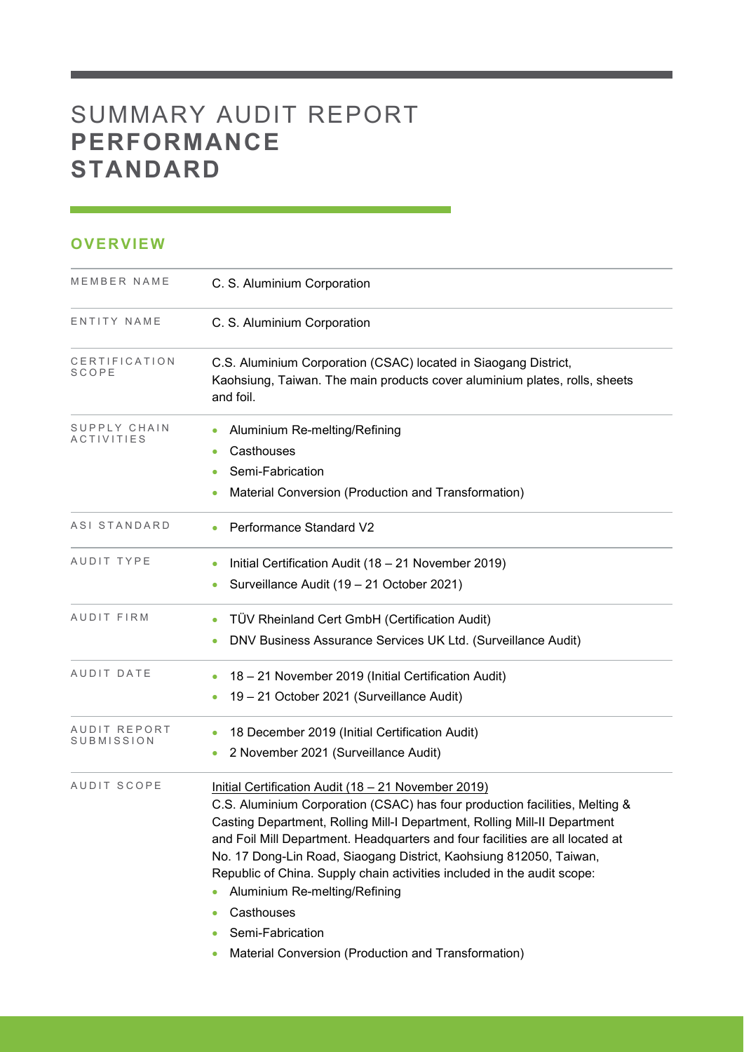# SUMMARY AUDIT REPORT **PERFORMANCE STANDARD**

## OVERVIEW

| | |
|---|---|
| MEMBER NAME | C. S. Aluminium Corporation |
| ENTITY NAME | C. S. Aluminium Corporation |
| CERTIFICATION SCOPE | C.S. Aluminium Corporation (CSAC) located in Siaogang District, Kaohsiung, Taiwan. The main products cover aluminium plates, rolls, sheets and foil. |
| SUPPLY CHAIN ACTIVITIES | • Aluminium Re-melting/Refining<br>• Casthouses<br>• Semi-Fabrication<br>• Material Conversion (Production and Transformation) |
| ASI STANDARD | • Performance Standard V2 |
| AUDIT TYPE | • Initial Certification Audit (18 – 21 November 2019)<br>• Surveillance Audit (19 – 21 October 2021) |
| AUDIT FIRM | • TÜV Rheinland Cert GmbH (Certification Audit)<br>• DNV Business Assurance Services UK Ltd. (Surveillance Audit) |
| AUDIT DATE | • 18 – 21 November 2019 (Initial Certification Audit)<br>• 19 – 21 October 2021 (Surveillance Audit) |
| AUDIT REPORT SUBMISSION | • 18 December 2019 (Initial Certification Audit)<br>• 2 November 2021 (Surveillance Audit) |
| AUDIT SCOPE | Initial Certification Audit (18 – 21 November 2019)<br>C.S. Aluminium Corporation (CSAC) has four production facilities, Melting & Casting Department, Rolling Mill-I Department, Rolling Mill-II Department and Foil Mill Department. Headquarters and four facilities are all located at No. 17 Dong-Lin Road, Siaogang District, Kaohsiung 812050, Taiwan, Republic of China. Supply chain activities included in the audit scope:<br>• Aluminium Re-melting/Refining<br>• Casthouses<br>• Semi-Fabrication<br>• Material Conversion (Production and Transformation) |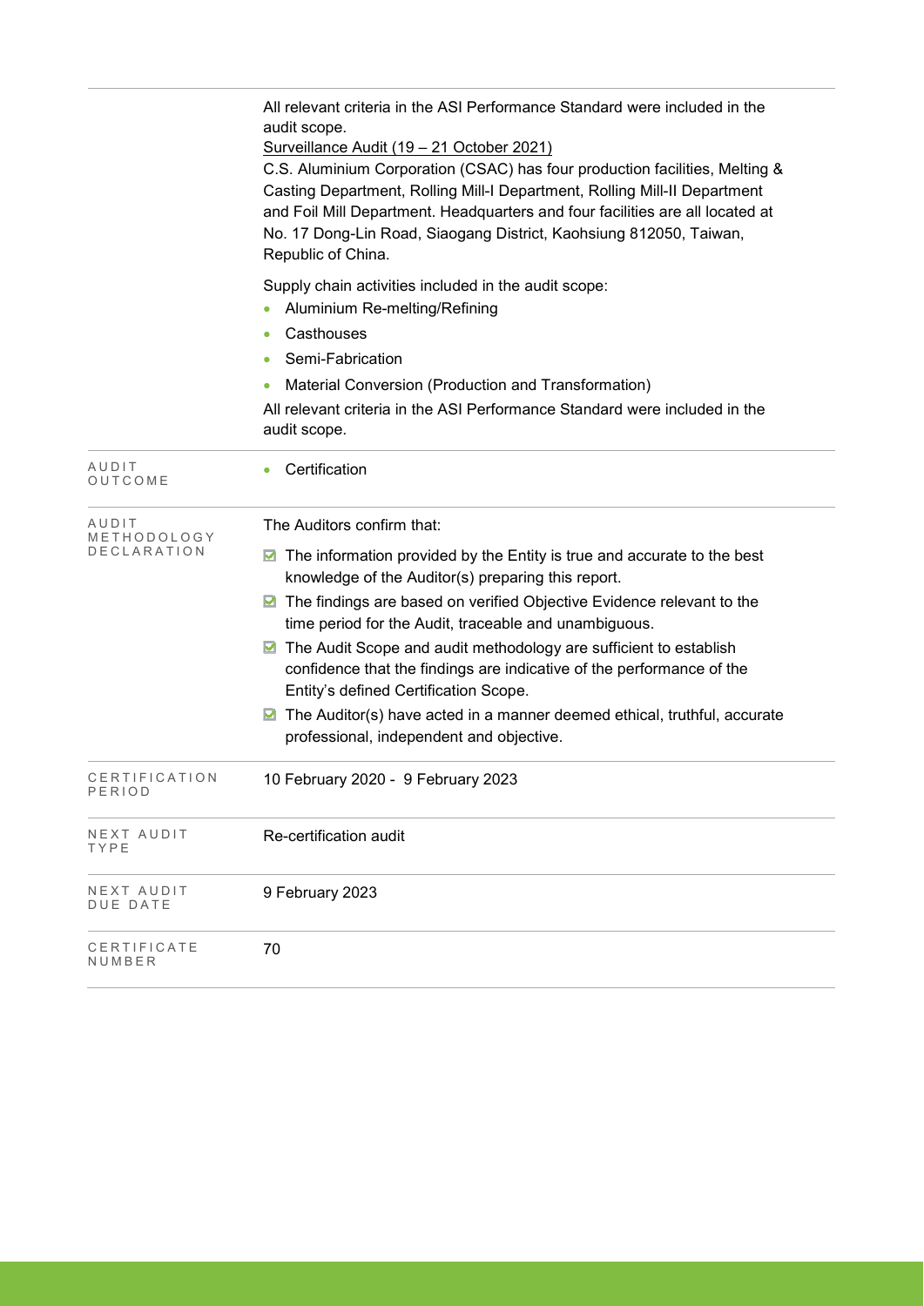| | |
|---|---|
| | All relevant criteria in the ASI Performance Standard were included in the audit scope.<br><br><u>Surveillance Audit (19 – 21 October 2021)</u><br>C.S. Aluminium Corporation (CSAC) has four production facilities, Melting & Casting Department, Rolling Mill-I Department, Rolling Mill-II Department and Foil Mill Department. Headquarters and four facilities are all located at No. 17 Dong-Lin Road, Siaogang District, Kaohsiung 812050, Taiwan, Republic of China.<br><br>Supply chain activities included in the audit scope:<br>• Aluminium Re-melting/Refining<br>• Casthouses<br>• Semi-Fabrication<br>• Material Conversion (Production and Transformation)<br><br>All relevant criteria in the ASI Performance Standard were included in the audit scope. |
| AUDIT OUTCOME | • Certification |
| AUDIT METHODOLOGY DECLARATION | The Auditors confirm that:<br>☑ The information provided by the Entity is true and accurate to the best knowledge of the Auditor(s) preparing this report.<br>☑ The findings are based on verified Objective Evidence relevant to the time period for the Audit, traceable and unambiguous.<br>☑ The Audit Scope and audit methodology are sufficient to establish confidence that the findings are indicative of the performance of the Entity's defined Certification Scope.<br>☑ The Auditor(s) have acted in a manner deemed ethical, truthful, accurate professional, independent and objective. |
| CERTIFICATION PERIOD | 10 February 2020 - 9 February 2023 |
| NEXT AUDIT TYPE | Re-certification audit |
| NEXT AUDIT DUE DATE | 9 February 2023 |
| CERTIFICATE NUMBER | 70 |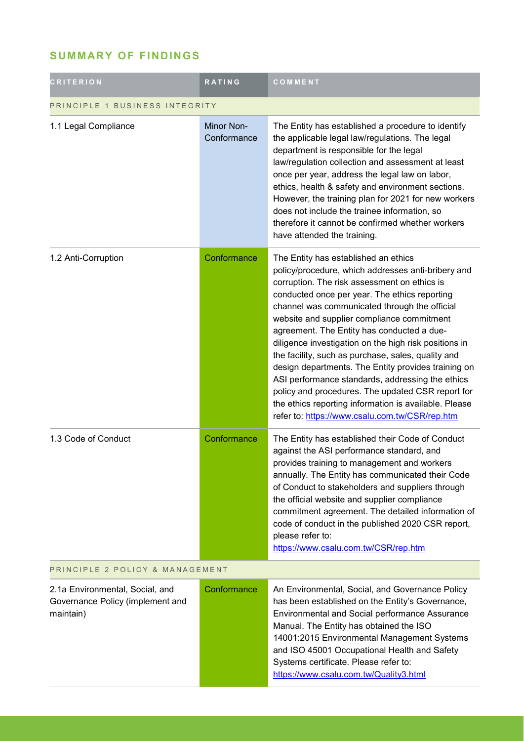## SUMMARY OF FINDINGS

| CRITERION | RATING | COMMENT |
|---|---|---|
| PRINCIPLE 1 BUSINESS INTEGRITY | | |
| 1.1 Legal Compliance | Minor Non-Conformance | The Entity has established a procedure to identify the applicable legal law/regulations. The legal department is responsible for the legal law/regulation collection and assessment at least once per year, address the legal law on labor, ethics, health & safety and environment sections. However, the training plan for 2021 for new workers does not include the trainee information, so therefore it cannot be confirmed whether workers have attended the training. |
| 1.2 Anti-Corruption | Conformance | The Entity has established an ethics policy/procedure, which addresses anti-bribery and corruption. The risk assessment on ethics is conducted once per year. The ethics reporting channel was communicated through the official website and supplier compliance commitment agreement. The Entity has conducted a due-diligence investigation on the high risk positions in the facility, such as purchase, sales, quality and design departments. The Entity provides training on ASI performance standards, addressing the ethics policy and procedures. The updated CSR report for the ethics reporting information is available. Please refer to: https://www.csalu.com.tw/CSR/rep.htm |
| 1.3 Code of Conduct | Conformance | The Entity has established their Code of Conduct against the ASI performance standard, and provides training to management and workers annually. The Entity has communicated their Code of Conduct to stakeholders and suppliers through the official website and supplier compliance commitment agreement. The detailed information of code of conduct in the published 2020 CSR report, please refer to: https://www.csalu.com.tw/CSR/rep.htm |
| PRINCIPLE 2 POLICY & MANAGEMENT | | |
| 2.1a Environmental, Social, and Governance Policy (implement and maintain) | Conformance | An Environmental, Social, and Governance Policy has been established on the Entity's Governance, Environmental and Social performance Assurance Manual. The Entity has obtained the ISO 14001:2015 Environmental Management Systems and ISO 45001 Occupational Health and Safety Systems certificate. Please refer to: https://www.csalu.com.tw/Quality3.html |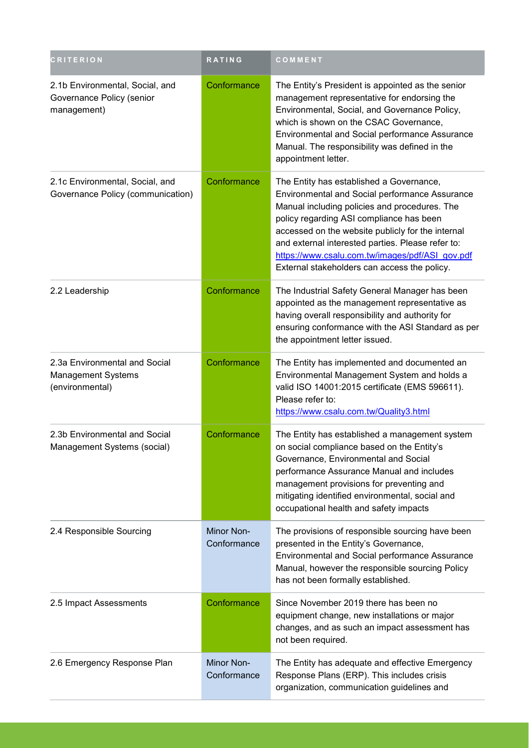| CRITERION | RATING | COMMENT |
|---|---|---|
| 2.1b Environmental, Social, and Governance Policy (senior management) | Conformance | The Entity's President is appointed as the senior management representative for endorsing the Environmental, Social, and Governance Policy, which is shown on the CSAC Governance, Environmental and Social performance Assurance Manual. The responsibility was defined in the appointment letter. |
| 2.1c Environmental, Social, and Governance Policy (communication) | Conformance | The Entity has established a Governance, Environmental and Social performance Assurance Manual including policies and procedures. The policy regarding ASI compliance has been accessed on the website publicly for the internal and external interested parties. Please refer to: https://www.csalu.com.tw/images/pdf/ASI_gov.pdf External stakeholders can access the policy. |
| 2.2 Leadership | Conformance | The Industrial Safety General Manager has been appointed as the management representative as having overall responsibility and authority for ensuring conformance with the ASI Standard as per the appointment letter issued. |
| 2.3a Environmental and Social Management Systems (environmental) | Conformance | The Entity has implemented and documented an Environmental Management System and holds a valid ISO 14001:2015 certificate (EMS 596611). Please refer to: https://www.csalu.com.tw/Quality3.html |
| 2.3b Environmental and Social Management Systems (social) | Conformance | The Entity has established a management system on social compliance based on the Entity's Governance, Environmental and Social performance Assurance Manual and includes management provisions for preventing and mitigating identified environmental, social and occupational health and safety impacts |
| 2.4 Responsible Sourcing | Minor Non-Conformance | The provisions of responsible sourcing have been presented in the Entity's Governance, Environmental and Social performance Assurance Manual, however the responsible sourcing Policy has not been formally established. |
| 2.5 Impact Assessments | Conformance | Since November 2019 there has been no equipment change, new installations or major changes, and as such an impact assessment has not been required. |
| 2.6 Emergency Response Plan | Minor Non-Conformance | The Entity has adequate and effective Emergency Response Plans (ERP). This includes crisis organization, communication guidelines and |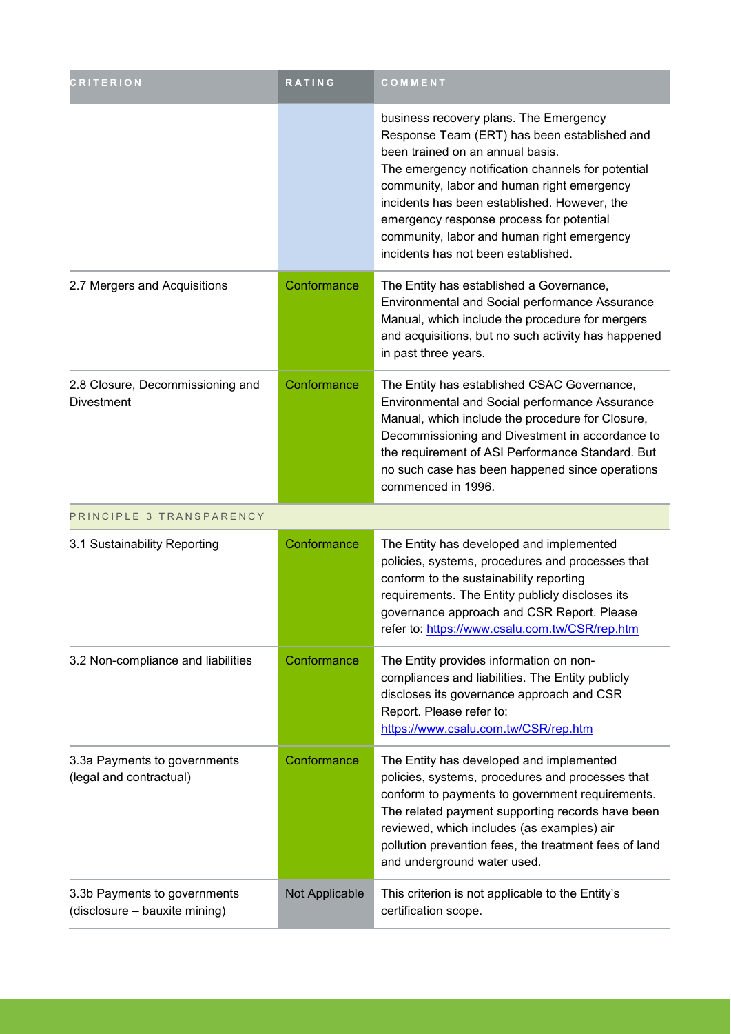| CRITERION | RATING | COMMENT |
| --- | --- | --- |
| | | business recovery plans. The Emergency Response Team (ERT) has been established and been trained on an annual basis.<br>The emergency notification channels for potential community, labor and human right emergency incidents has been established. However, the emergency response process for potential community, labor and human right emergency incidents has not been established. |
| 2.7 Mergers and Acquisitions | Conformance | The Entity has established a Governance, Environmental and Social performance Assurance Manual, which include the procedure for mergers and acquisitions, but no such activity has happened in past three years. |
| 2.8 Closure, Decommissioning and Divestment | Conformance | The Entity has established CSAC Governance, Environmental and Social performance Assurance Manual, which include the procedure for Closure, Decommissioning and Divestment in accordance to the requirement of ASI Performance Standard. But no such case has been happened since operations commenced in 1996. |
| PRINCIPLE 3 TRANSPARENCY | | |
| 3.1 Sustainability Reporting | Conformance | The Entity has developed and implemented policies, systems, procedures and processes that conform to the sustainability reporting requirements. The Entity publicly discloses its governance approach and CSR Report. Please refer to: https://www.csalu.com.tw/CSR/rep.htm |
| 3.2 Non-compliance and liabilities | Conformance | The Entity provides information on non-compliances and liabilities. The Entity publicly discloses its governance approach and CSR Report. Please refer to: https://www.csalu.com.tw/CSR/rep.htm |
| 3.3a Payments to governments (legal and contractual) | Conformance | The Entity has developed and implemented policies, systems, procedures and processes that conform to payments to government requirements. The related payment supporting records have been reviewed, which includes (as examples) air pollution prevention fees, the treatment fees of land and underground water used. |
| 3.3b Payments to governments (disclosure – bauxite mining) | Not Applicable | This criterion is not applicable to the Entity's certification scope. |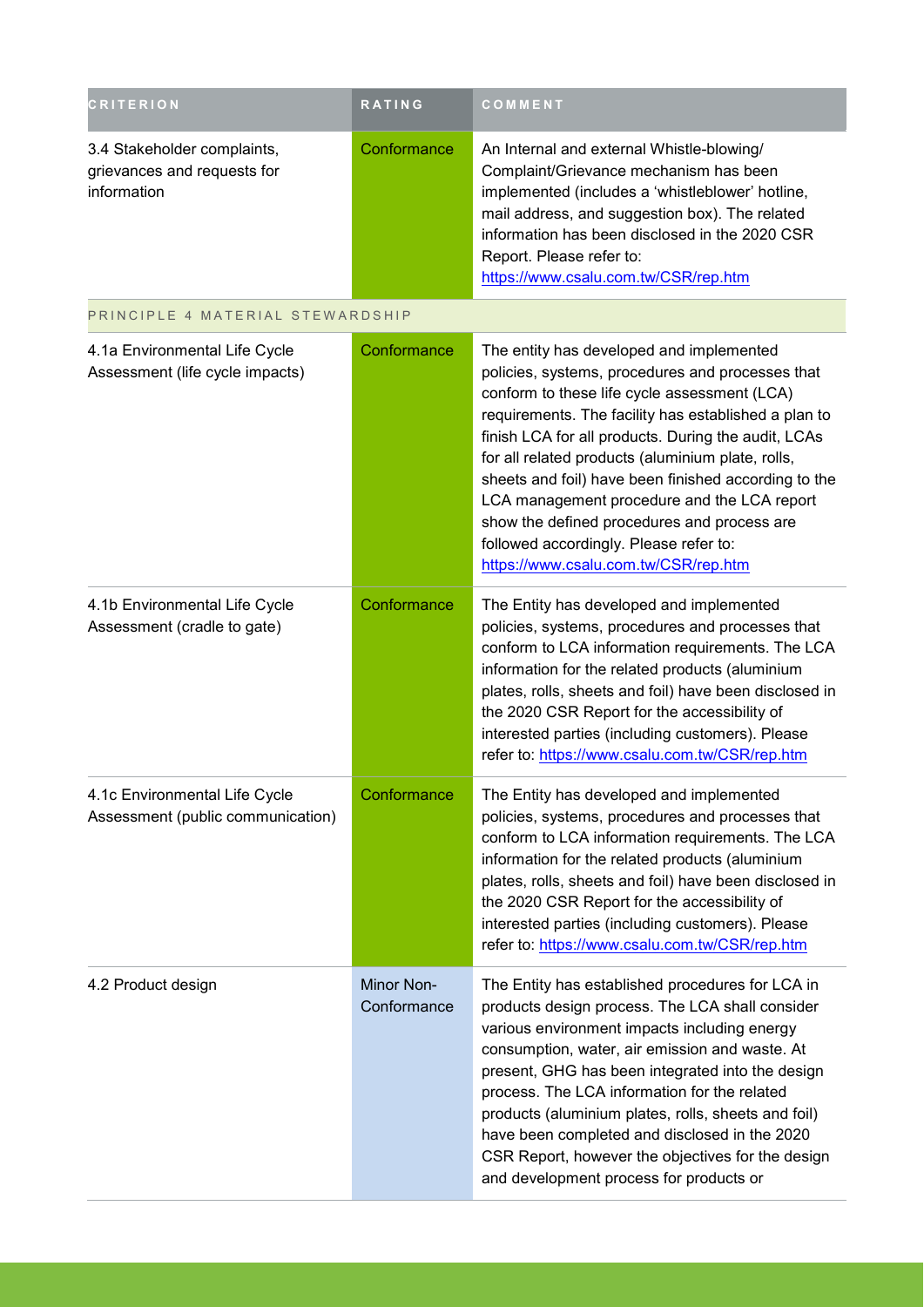| CRITERION | RATING | COMMENT |
| --- | --- | --- |
| 3.4 Stakeholder complaints, grievances and requests for information | Conformance | An Internal and external Whistle-blowing/ Complaint/Grievance mechanism has been implemented (includes a 'whistleblower' hotline, mail address, and suggestion box). The related information has been disclosed in the 2020 CSR Report. Please refer to: https://www.csalu.com.tw/CSR/rep.htm |
| PRINCIPLE 4 MATERIAL STEWARDSHIP | | |
| 4.1a Environmental Life Cycle Assessment (life cycle impacts) | Conformance | The entity has developed and implemented policies, systems, procedures and processes that conform to these life cycle assessment (LCA) requirements. The facility has established a plan to finish LCA for all products. During the audit, LCAs for all related products (aluminium plate, rolls, sheets and foil) have been finished according to the LCA management procedure and the LCA report show the defined procedures and process are followed accordingly. Please refer to: https://www.csalu.com.tw/CSR/rep.htm |
| 4.1b Environmental Life Cycle Assessment (cradle to gate) | Conformance | The Entity has developed and implemented policies, systems, procedures and processes that conform to LCA information requirements. The LCA information for the related products (aluminium plates, rolls, sheets and foil) have been disclosed in the 2020 CSR Report for the accessibility of interested parties (including customers). Please refer to: https://www.csalu.com.tw/CSR/rep.htm |
| 4.1c Environmental Life Cycle Assessment (public communication) | Conformance | The Entity has developed and implemented policies, systems, procedures and processes that conform to LCA information requirements. The LCA information for the related products (aluminium plates, rolls, sheets and foil) have been disclosed in the 2020 CSR Report for the accessibility of interested parties (including customers). Please refer to: https://www.csalu.com.tw/CSR/rep.htm |
| 4.2 Product design | Minor Non-Conformance | The Entity has established procedures for LCA in products design process. The LCA shall consider various environment impacts including energy consumption, water, air emission and waste. At present, GHG has been integrated into the design process. The LCA information for the related products (aluminium plates, rolls, sheets and foil) have been completed and disclosed in the 2020 CSR Report, however the objectives for the design and development process for products or |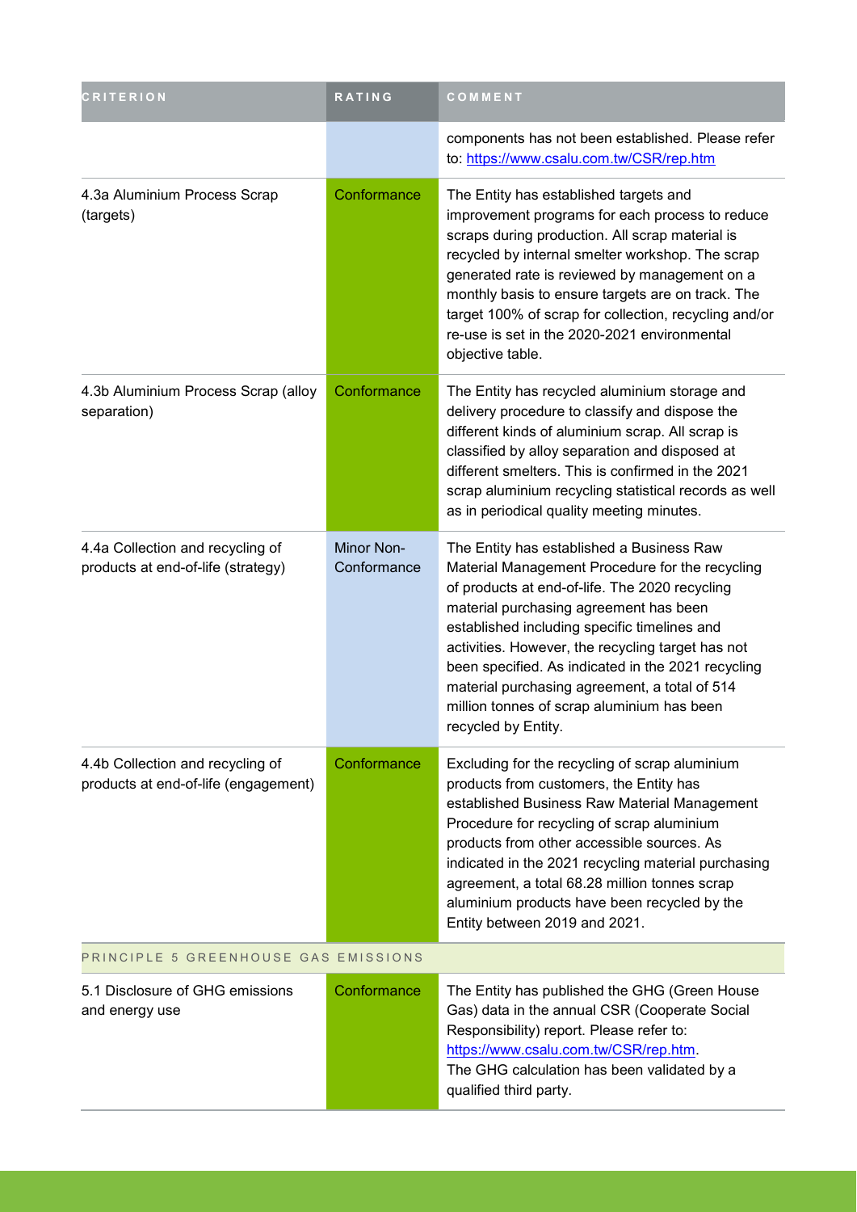| CRITERION | RATING | COMMENT |
|---|---|---|
| | | components has not been established. Please refer to: https://www.csalu.com.tw/CSR/rep.htm |
| 4.3a Aluminium Process Scrap (targets) | Conformance | The Entity has established targets and improvement programs for each process to reduce scraps during production. All scrap material is recycled by internal smelter workshop. The scrap generated rate is reviewed by management on a monthly basis to ensure targets are on track. The target 100% of scrap for collection, recycling and/or re-use is set in the 2020-2021 environmental objective table. |
| 4.3b Aluminium Process Scrap (alloy separation) | Conformance | The Entity has recycled aluminium storage and delivery procedure to classify and dispose the different kinds of aluminium scrap. All scrap is classified by alloy separation and disposed at different smelters. This is confirmed in the 2021 scrap aluminium recycling statistical records as well as in periodical quality meeting minutes. |
| 4.4a Collection and recycling of products at end-of-life (strategy) | Minor Non-Conformance | The Entity has established a Business Raw Material Management Procedure for the recycling of products at end-of-life. The 2020 recycling material purchasing agreement has been established including specific timelines and activities. However, the recycling target has not been specified. As indicated in the 2021 recycling material purchasing agreement, a total of 514 million tonnes of scrap aluminium has been recycled by Entity. |
| 4.4b Collection and recycling of products at end-of-life (engagement) | Conformance | Excluding for the recycling of scrap aluminium products from customers, the Entity has established Business Raw Material Management Procedure for recycling of scrap aluminium products from other accessible sources. As indicated in the 2021 recycling material purchasing agreement, a total 68.28 million tonnes scrap aluminium products have been recycled by the Entity between 2019 and 2021. |
| PRINCIPLE 5 GREENHOUSE GAS EMISSIONS | | |
| 5.1 Disclosure of GHG emissions and energy use | Conformance | The Entity has published the GHG (Green House Gas) data in the annual CSR (Cooperate Social Responsibility) report. Please refer to: https://www.csalu.com.tw/CSR/rep.htm. The GHG calculation has been validated by a qualified third party. |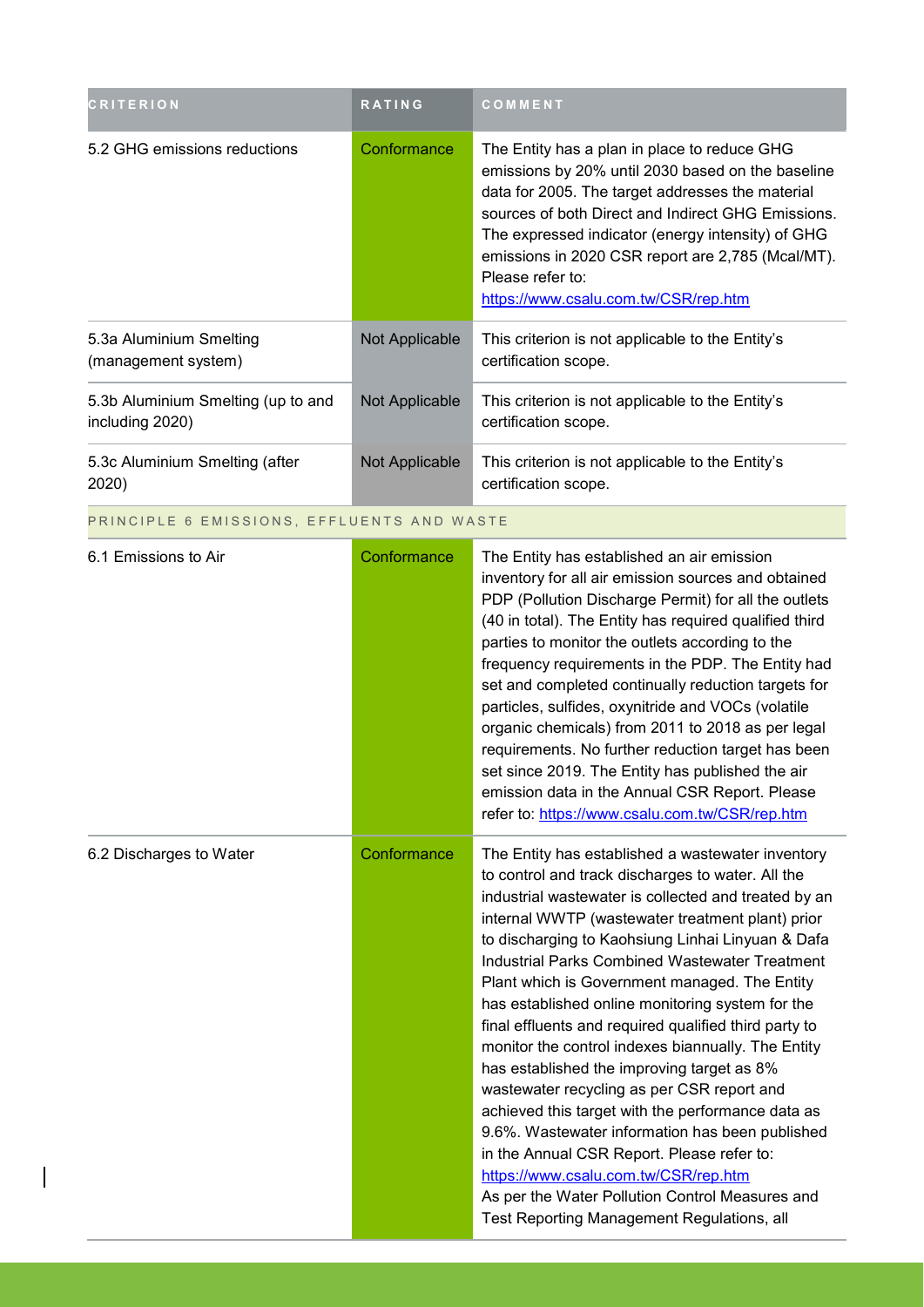| CRITERION | RATING | COMMENT |
|---|---|---|
| 5.2 GHG emissions reductions | Conformance | The Entity has a plan in place to reduce GHG emissions by 20% until 2030 based on the baseline data for 2005. The target addresses the material sources of both Direct and Indirect GHG Emissions. The expressed indicator (energy intensity) of GHG emissions in 2020 CSR report are 2,785 (Mcal/MT). Please refer to: https://www.csalu.com.tw/CSR/rep.htm |
| 5.3a Aluminium Smelting (management system) | Not Applicable | This criterion is not applicable to the Entity's certification scope. |
| 5.3b Aluminium Smelting (up to and including 2020) | Not Applicable | This criterion is not applicable to the Entity's certification scope. |
| 5.3c Aluminium Smelting (after 2020) | Not Applicable | This criterion is not applicable to the Entity's certification scope. |
| PRINCIPLE 6 EMISSIONS, EFFLUENTS AND WASTE | | |
| 6.1 Emissions to Air | Conformance | The Entity has established an air emission inventory for all air emission sources and obtained PDP (Pollution Discharge Permit) for all the outlets (40 in total). The Entity has required qualified third parties to monitor the outlets according to the frequency requirements in the PDP. The Entity had set and completed continually reduction targets for particles, sulfides, oxynitride and VOCs (volatile organic chemicals) from 2011 to 2018 as per legal requirements. No further reduction target has been set since 2019. The Entity has published the air emission data in the Annual CSR Report. Please refer to: https://www.csalu.com.tw/CSR/rep.htm |
| 6.2 Discharges to Water | Conformance | The Entity has established a wastewater inventory to control and track discharges to water. All the industrial wastewater is collected and treated by an internal WWTP (wastewater treatment plant) prior to discharging to Kaohsiung Linhai Linyuan & Dafa Industrial Parks Combined Wastewater Treatment Plant which is Government managed. The Entity has established online monitoring system for the final effluents and required qualified third party to monitor the control indexes biannually. The Entity has established the improving target as 8% wastewater recycling as per CSR report and achieved this target with the performance data as 9.6%. Wastewater information has been published in the Annual CSR Report. Please refer to: https://www.csalu.com.tw/CSR/rep.htm As per the Water Pollution Control Measures and Test Reporting Management Regulations, all |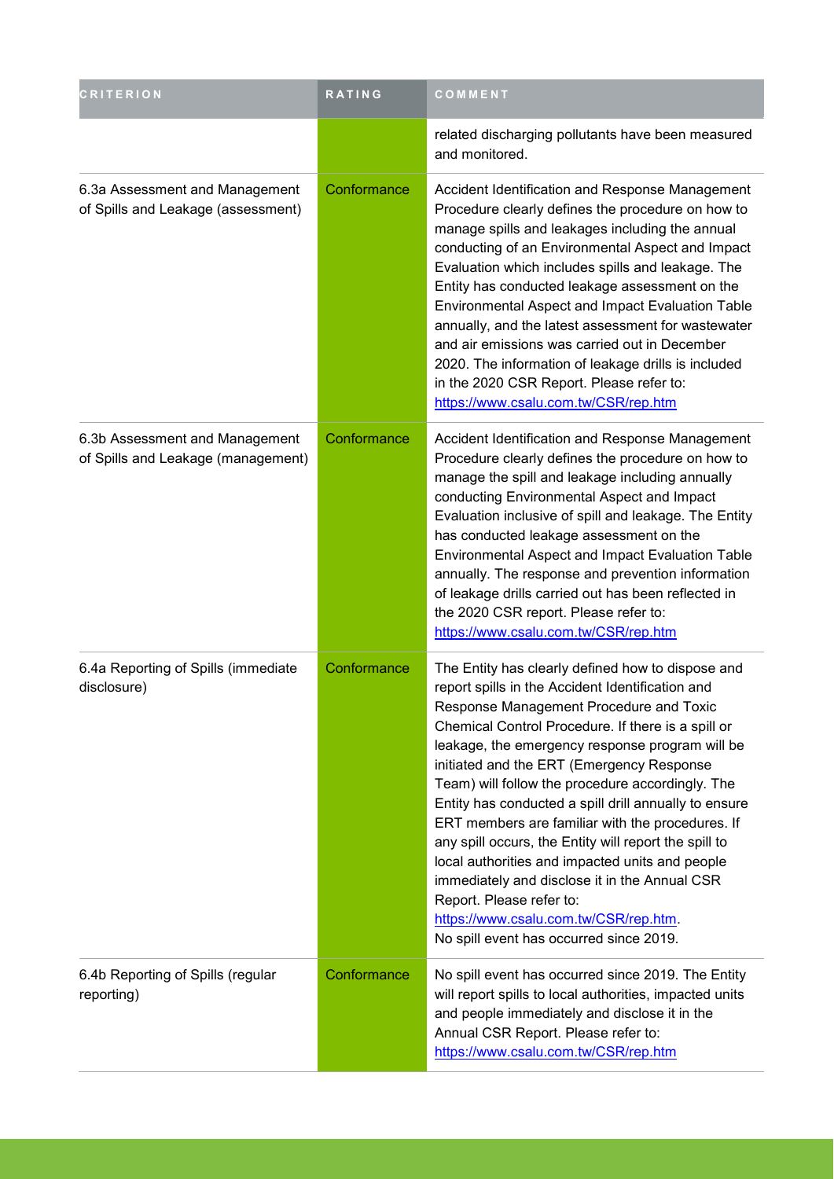| CRITERION | RATING | COMMENT |
| --- | --- | --- |
| | | related discharging pollutants have been measured and monitored. |
| 6.3a Assessment and Management of Spills and Leakage (assessment) | Conformance | Accident Identification and Response Management Procedure clearly defines the procedure on how to manage spills and leakages including the annual conducting of an Environmental Aspect and Impact Evaluation which includes spills and leakage. The Entity has conducted leakage assessment on the Environmental Aspect and Impact Evaluation Table annually, and the latest assessment for wastewater and air emissions was carried out in December 2020. The information of leakage drills is included in the 2020 CSR Report. Please refer to: https://www.csalu.com.tw/CSR/rep.htm |
| 6.3b Assessment and Management of Spills and Leakage (management) | Conformance | Accident Identification and Response Management Procedure clearly defines the procedure on how to manage the spill and leakage including annually conducting Environmental Aspect and Impact Evaluation inclusive of spill and leakage. The Entity has conducted leakage assessment on the Environmental Aspect and Impact Evaluation Table annually. The response and prevention information of leakage drills carried out has been reflected in the 2020 CSR report. Please refer to: https://www.csalu.com.tw/CSR/rep.htm |
| 6.4a Reporting of Spills (immediate disclosure) | Conformance | The Entity has clearly defined how to dispose and report spills in the Accident Identification and Response Management Procedure and Toxic Chemical Control Procedure. If there is a spill or leakage, the emergency response program will be initiated and the ERT (Emergency Response Team) will follow the procedure accordingly. The Entity has conducted a spill drill annually to ensure ERT members are familiar with the procedures. If any spill occurs, the Entity will report the spill to local authorities and impacted units and people immediately and disclose it in the Annual CSR Report. Please refer to: https://www.csalu.com.tw/CSR/rep.htm. No spill event has occurred since 2019. |
| 6.4b Reporting of Spills (regular reporting) | Conformance | No spill event has occurred since 2019. The Entity will report spills to local authorities, impacted units and people immediately and disclose it in the Annual CSR Report. Please refer to: https://www.csalu.com.tw/CSR/rep.htm |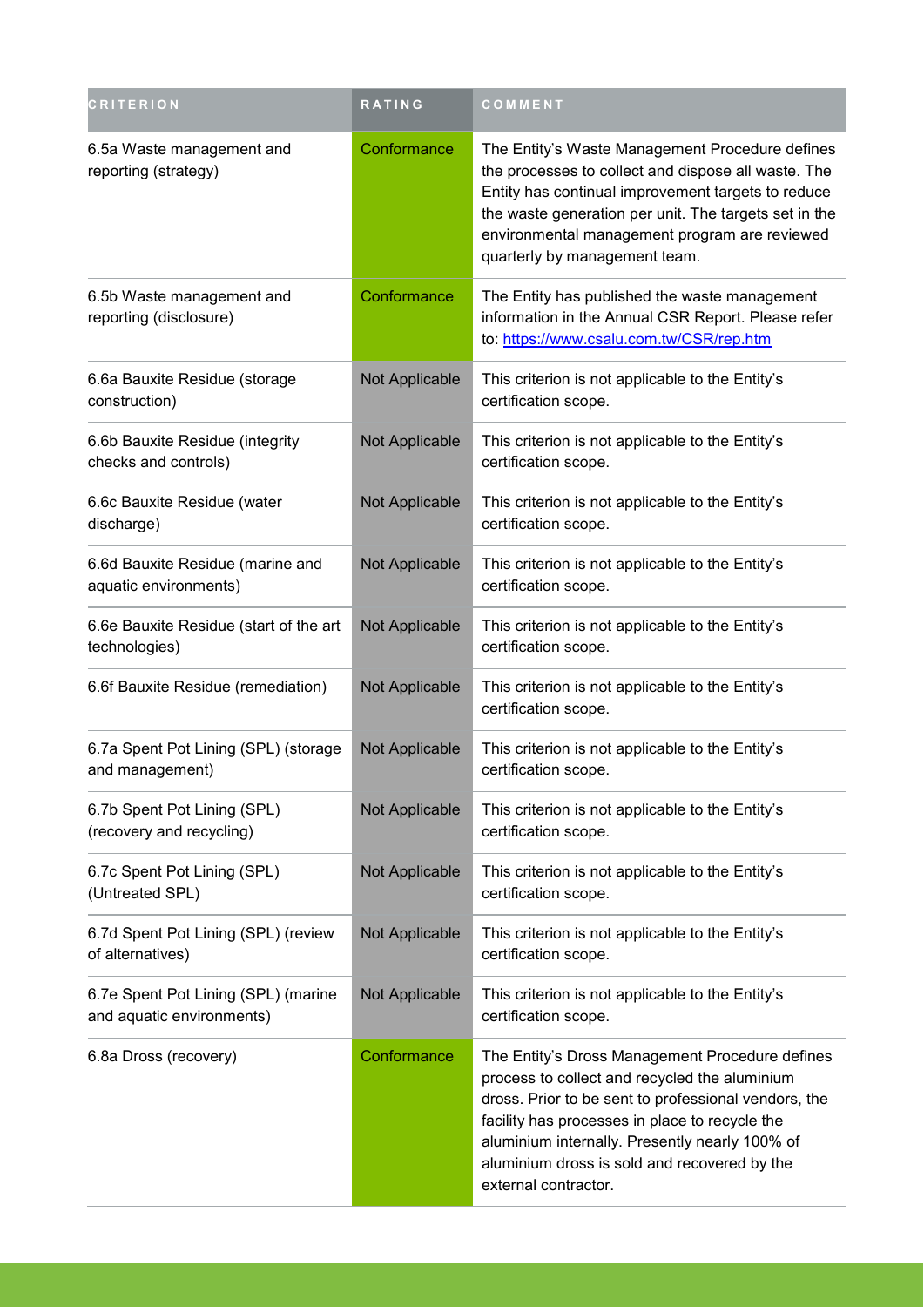| CRITERION | RATING | COMMENT |
| --- | --- | --- |
| 6.5a Waste management and reporting (strategy) | Conformance | The Entity's Waste Management Procedure defines the processes to collect and dispose all waste. The Entity has continual improvement targets to reduce the waste generation per unit. The targets set in the environmental management program are reviewed quarterly by management team. |
| 6.5b Waste management and reporting (disclosure) | Conformance | The Entity has published the waste management information in the Annual CSR Report. Please refer to: https://www.csalu.com.tw/CSR/rep.htm |
| 6.6a Bauxite Residue (storage construction) | Not Applicable | This criterion is not applicable to the Entity's certification scope. |
| 6.6b Bauxite Residue (integrity checks and controls) | Not Applicable | This criterion is not applicable to the Entity's certification scope. |
| 6.6c Bauxite Residue (water discharge) | Not Applicable | This criterion is not applicable to the Entity's certification scope. |
| 6.6d Bauxite Residue (marine and aquatic environments) | Not Applicable | This criterion is not applicable to the Entity's certification scope. |
| 6.6e Bauxite Residue (start of the art technologies) | Not Applicable | This criterion is not applicable to the Entity's certification scope. |
| 6.6f Bauxite Residue (remediation) | Not Applicable | This criterion is not applicable to the Entity's certification scope. |
| 6.7a Spent Pot Lining (SPL) (storage and management) | Not Applicable | This criterion is not applicable to the Entity's certification scope. |
| 6.7b Spent Pot Lining (SPL) (recovery and recycling) | Not Applicable | This criterion is not applicable to the Entity's certification scope. |
| 6.7c Spent Pot Lining (SPL) (Untreated SPL) | Not Applicable | This criterion is not applicable to the Entity's certification scope. |
| 6.7d Spent Pot Lining (SPL) (review of alternatives) | Not Applicable | This criterion is not applicable to the Entity's certification scope. |
| 6.7e Spent Pot Lining (SPL) (marine and aquatic environments) | Not Applicable | This criterion is not applicable to the Entity's certification scope. |
| 6.8a Dross (recovery) | Conformance | The Entity's Dross Management Procedure defines process to collect and recycled the aluminium dross. Prior to be sent to professional vendors, the facility has processes in place to recycle the aluminium internally. Presently nearly 100% of aluminium dross is sold and recovered by the external contractor. |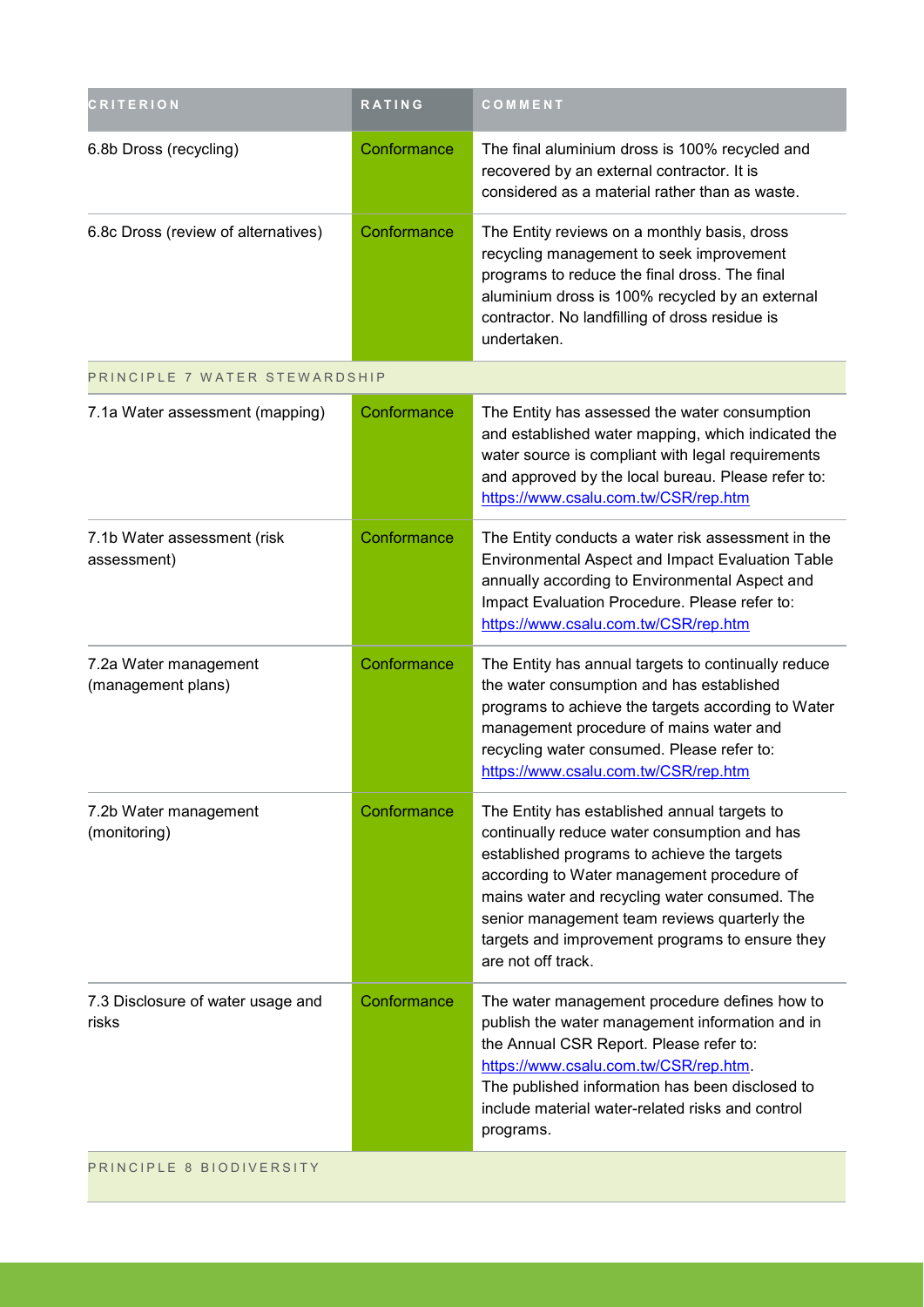| CRITERION | RATING | COMMENT |
| --- | --- | --- |
| 6.8b Dross (recycling) | Conformance | The final aluminium dross is 100% recycled and recovered by an external contractor. It is considered as a material rather than as waste. |
| 6.8c Dross (review of alternatives) | Conformance | The Entity reviews on a monthly basis, dross recycling management to seek improvement programs to reduce the final dross. The final aluminium dross is 100% recycled by an external contractor. No landfilling of dross residue is undertaken. |
| PRINCIPLE 7 WATER STEWARDSHIP | | |
| 7.1a Water assessment (mapping) | Conformance | The Entity has assessed the water consumption and established water mapping, which indicated the water source is compliant with legal requirements and approved by the local bureau. Please refer to: https://www.csalu.com.tw/CSR/rep.htm |
| 7.1b Water assessment (risk assessment) | Conformance | The Entity conducts a water risk assessment in the Environmental Aspect and Impact Evaluation Table annually according to Environmental Aspect and Impact Evaluation Procedure. Please refer to: https://www.csalu.com.tw/CSR/rep.htm |
| 7.2a Water management (management plans) | Conformance | The Entity has annual targets to continually reduce the water consumption and has established programs to achieve the targets according to Water management procedure of mains water and recycling water consumed. Please refer to: https://www.csalu.com.tw/CSR/rep.htm |
| 7.2b Water management (monitoring) | Conformance | The Entity has established annual targets to continually reduce water consumption and has established programs to achieve the targets according to Water management procedure of mains water and recycling water consumed. The senior management team reviews quarterly the targets and improvement programs to ensure they are not off track. |
| 7.3 Disclosure of water usage and risks | Conformance | The water management procedure defines how to publish the water management information and in the Annual CSR Report. Please refer to: https://www.csalu.com.tw/CSR/rep.htm. The published information has been disclosed to include material water-related risks and control programs. |
| PRINCIPLE 8 BIODIVERSITY | | |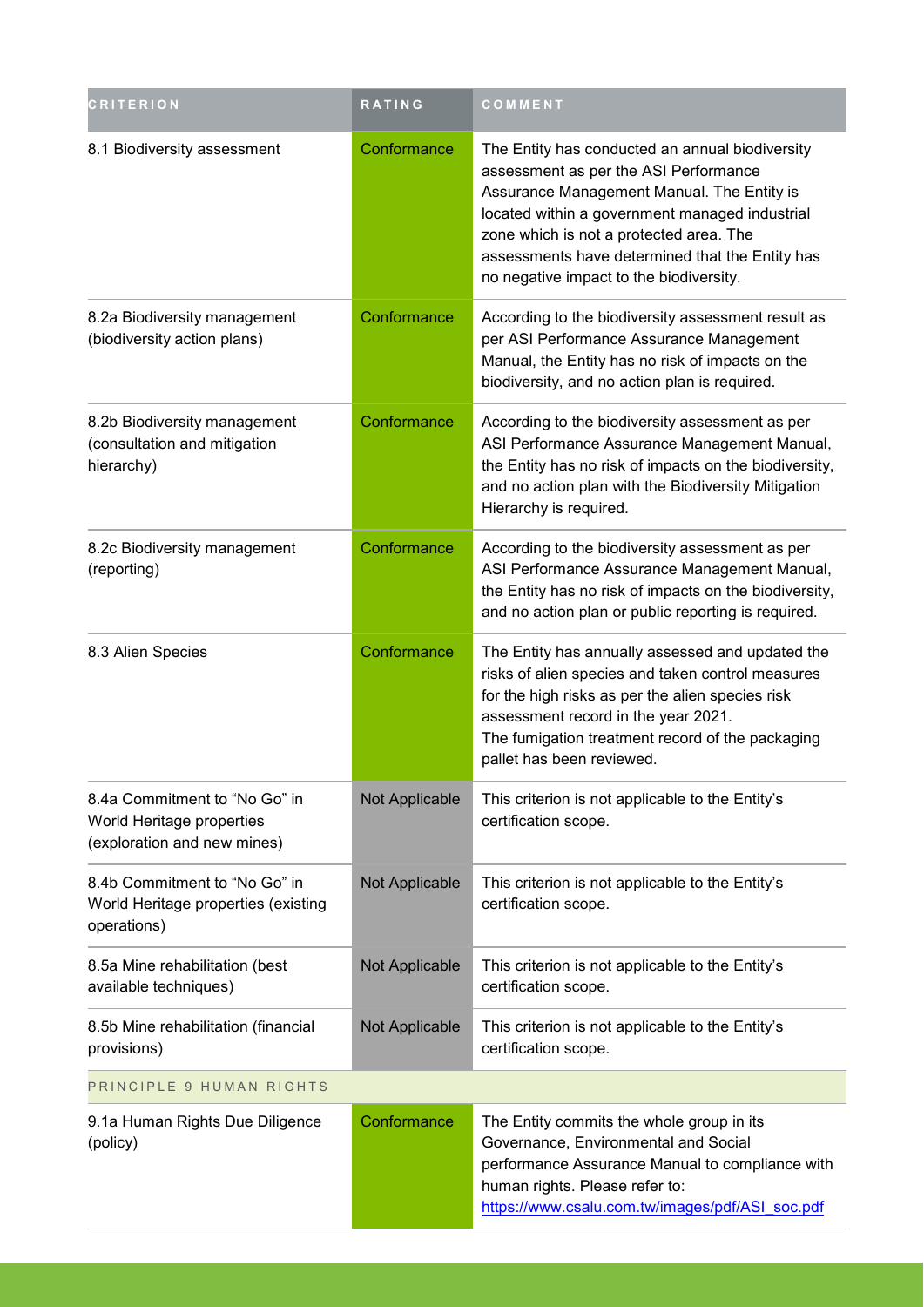| CRITERION | RATING | COMMENT |
| --- | --- | --- |
| 8.1 Biodiversity assessment | Conformance | The Entity has conducted an annual biodiversity assessment as per the ASI Performance Assurance Management Manual. The Entity is located within a government managed industrial zone which is not a protected area. The assessments have determined that the Entity has no negative impact to the biodiversity. |
| 8.2a Biodiversity management (biodiversity action plans) | Conformance | According to the biodiversity assessment result as per ASI Performance Assurance Management Manual, the Entity has no risk of impacts on the biodiversity, and no action plan is required. |
| 8.2b Biodiversity management (consultation and mitigation hierarchy) | Conformance | According to the biodiversity assessment as per ASI Performance Assurance Management Manual, the Entity has no risk of impacts on the biodiversity, and no action plan with the Biodiversity Mitigation Hierarchy is required. |
| 8.2c Biodiversity management (reporting) | Conformance | According to the biodiversity assessment as per ASI Performance Assurance Management Manual, the Entity has no risk of impacts on the biodiversity, and no action plan or public reporting is required. |
| 8.3 Alien Species | Conformance | The Entity has annually assessed and updated the risks of alien species and taken control measures for the high risks as per the alien species risk assessment record in the year 2021.<br>The fumigation treatment record of the packaging pallet has been reviewed. |
| 8.4a Commitment to “No Go” in World Heritage properties (exploration and new mines) | Not Applicable | This criterion is not applicable to the Entity’s certification scope. |
| 8.4b Commitment to “No Go” in World Heritage properties (existing operations) | Not Applicable | This criterion is not applicable to the Entity’s certification scope. |
| 8.5a Mine rehabilitation (best available techniques) | Not Applicable | This criterion is not applicable to the Entity’s certification scope. |
| 8.5b Mine rehabilitation (financial provisions) | Not Applicable | This criterion is not applicable to the Entity’s certification scope. |
| PRINCIPLE 9 HUMAN RIGHTS | | |
| 9.1a Human Rights Due Diligence (policy) | Conformance | The Entity commits the whole group in its Governance, Environmental and Social performance Assurance Manual to compliance with human rights. Please refer to: https://www.csalu.com.tw/images/pdf/ASI_soc.pdf |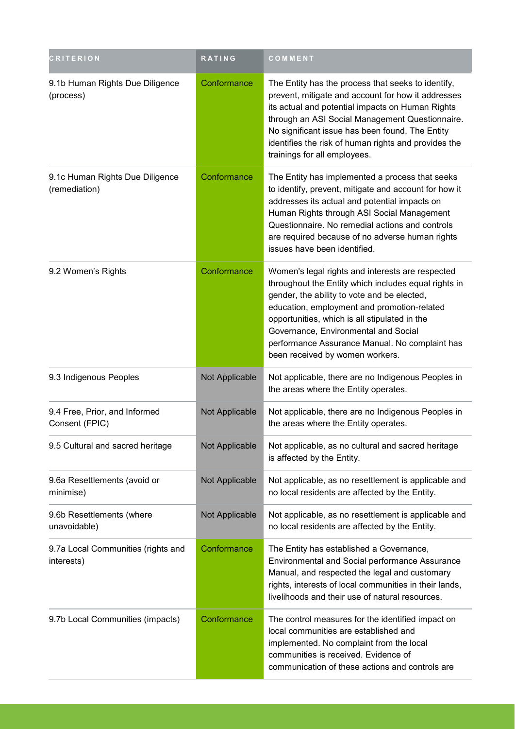| CRITERION | RATING | COMMENT |
|---|---|---|
| 9.1b Human Rights Due Diligence (process) | Conformance | The Entity has the process that seeks to identify, prevent, mitigate and account for how it addresses its actual and potential impacts on Human Rights through an ASI Social Management Questionnaire. No significant issue has been found. The Entity identifies the risk of human rights and provides the trainings for all employees. |
| 9.1c Human Rights Due Diligence (remediation) | Conformance | The Entity has implemented a process that seeks to identify, prevent, mitigate and account for how it addresses its actual and potential impacts on Human Rights through ASI Social Management Questionnaire. No remedial actions and controls are required because of no adverse human rights issues have been identified. |
| 9.2 Women's Rights | Conformance | Women's legal rights and interests are respected throughout the Entity which includes equal rights in gender, the ability to vote and be elected, education, employment and promotion-related opportunities, which is all stipulated in the Governance, Environmental and Social performance Assurance Manual. No complaint has been received by women workers. |
| 9.3 Indigenous Peoples | Not Applicable | Not applicable, there are no Indigenous Peoples in the areas where the Entity operates. |
| 9.4 Free, Prior, and Informed Consent (FPIC) | Not Applicable | Not applicable, there are no Indigenous Peoples in the areas where the Entity operates. |
| 9.5 Cultural and sacred heritage | Not Applicable | Not applicable, as no cultural and sacred heritage is affected by the Entity. |
| 9.6a Resettlements (avoid or minimise) | Not Applicable | Not applicable, as no resettlement is applicable and no local residents are affected by the Entity. |
| 9.6b Resettlements (where unavoidable) | Not Applicable | Not applicable, as no resettlement is applicable and no local residents are affected by the Entity. |
| 9.7a Local Communities (rights and interests) | Conformance | The Entity has established a Governance, Environmental and Social performance Assurance Manual, and respected the legal and customary rights, interests of local communities in their lands, livelihoods and their use of natural resources. |
| 9.7b Local Communities (impacts) | Conformance | The control measures for the identified impact on local communities are established and implemented. No complaint from the local communities is received. Evidence of communication of these actions and controls are |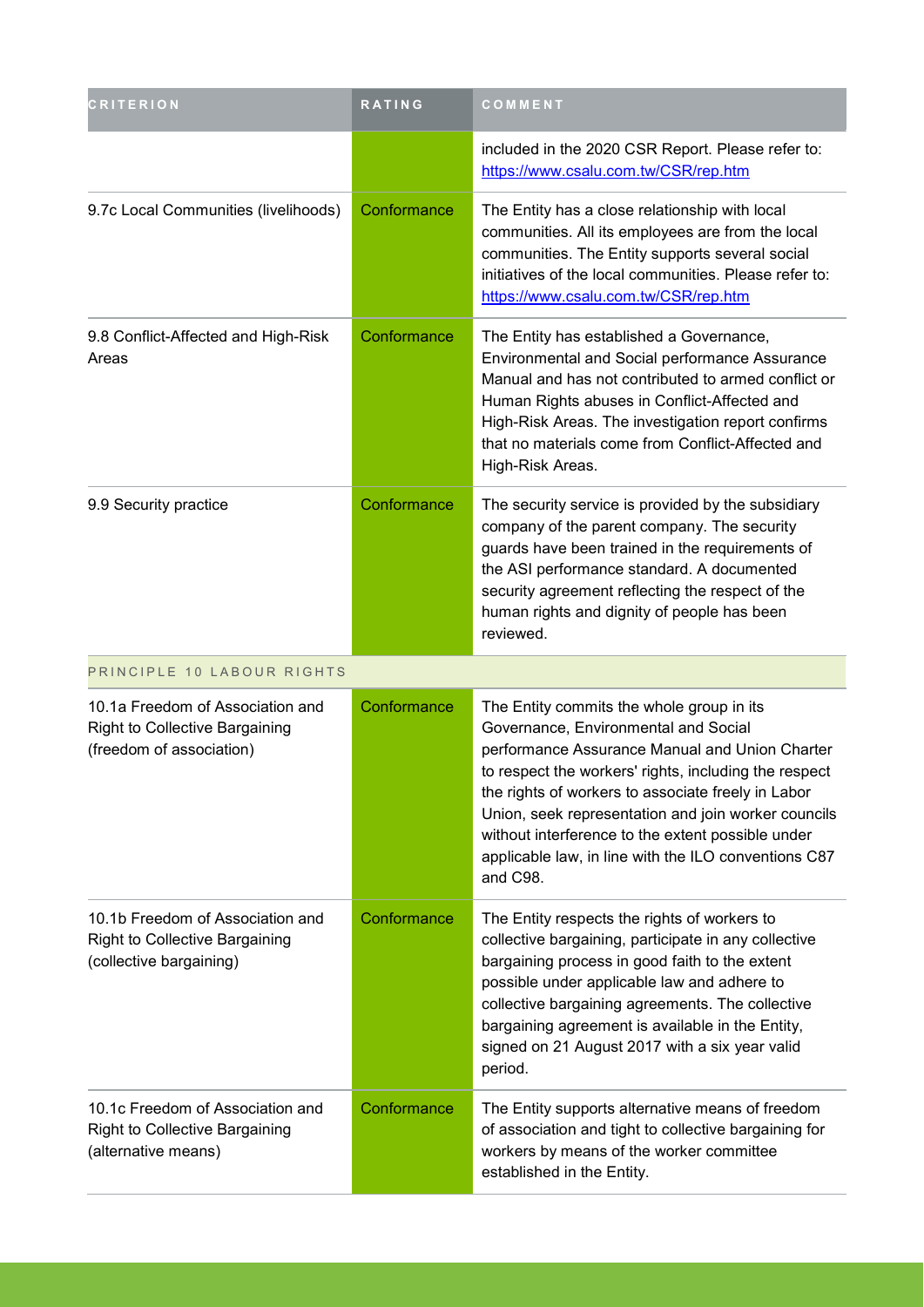| CRITERION | RATING | COMMENT |
| --- | --- | --- |
| | | included in the 2020 CSR Report. Please refer to: https://www.csalu.com.tw/CSR/rep.htm |
| 9.7c Local Communities (livelihoods) | Conformance | The Entity has a close relationship with local communities. All its employees are from the local communities. The Entity supports several social initiatives of the local communities. Please refer to: https://www.csalu.com.tw/CSR/rep.htm |
| 9.8 Conflict-Affected and High-Risk Areas | Conformance | The Entity has established a Governance, Environmental and Social performance Assurance Manual and has not contributed to armed conflict or Human Rights abuses in Conflict-Affected and High-Risk Areas. The investigation report confirms that no materials come from Conflict-Affected and High-Risk Areas. |
| 9.9 Security practice | Conformance | The security service is provided by the subsidiary company of the parent company. The security guards have been trained in the requirements of the ASI performance standard. A documented security agreement reflecting the respect of the human rights and dignity of people has been reviewed. |
| PRINCIPLE 10 LABOUR RIGHTS | | |
| 10.1a Freedom of Association and Right to Collective Bargaining (freedom of association) | Conformance | The Entity commits the whole group in its Governance, Environmental and Social performance Assurance Manual and Union Charter to respect the workers' rights, including the respect the rights of workers to associate freely in Labor Union, seek representation and join worker councils without interference to the extent possible under applicable law, in line with the ILO conventions C87 and C98. |
| 10.1b Freedom of Association and Right to Collective Bargaining (collective bargaining) | Conformance | The Entity respects the rights of workers to collective bargaining, participate in any collective bargaining process in good faith to the extent possible under applicable law and adhere to collective bargaining agreements. The collective bargaining agreement is available in the Entity, signed on 21 August 2017 with a six year valid period. |
| 10.1c Freedom of Association and Right to Collective Bargaining (alternative means) | Conformance | The Entity supports alternative means of freedom of association and tight to collective bargaining for workers by means of the worker committee established in the Entity. |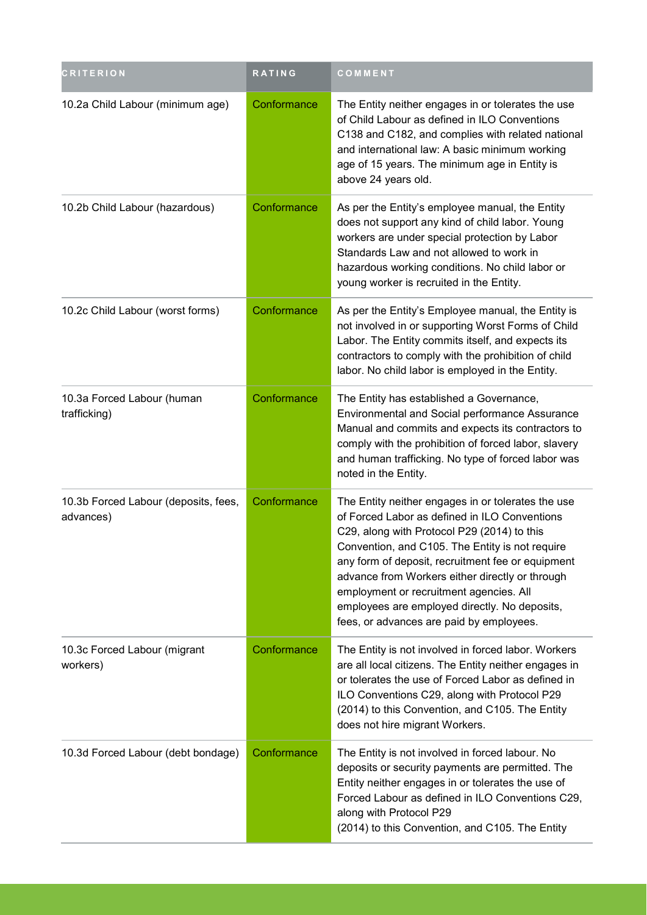| CRITERION | RATING | COMMENT |
| --- | --- | --- |
| 10.2a Child Labour (minimum age) | Conformance | The Entity neither engages in or tolerates the use of Child Labour as defined in ILO Conventions C138 and C182, and complies with related national and international law: A basic minimum working age of 15 years. The minimum age in Entity is above 24 years old. |
| 10.2b Child Labour (hazardous) | Conformance | As per the Entity's employee manual, the Entity does not support any kind of child labor. Young workers are under special protection by Labor Standards Law and not allowed to work in hazardous working conditions. No child labor or young worker is recruited in the Entity. |
| 10.2c Child Labour (worst forms) | Conformance | As per the Entity's Employee manual, the Entity is not involved in or supporting Worst Forms of Child Labor. The Entity commits itself, and expects its contractors to comply with the prohibition of child labor. No child labor is employed in the Entity. |
| 10.3a Forced Labour (human trafficking) | Conformance | The Entity has established a Governance, Environmental and Social performance Assurance Manual and commits and expects its contractors to comply with the prohibition of forced labor, slavery and human trafficking. No type of forced labor was noted in the Entity. |
| 10.3b Forced Labour (deposits, fees, advances) | Conformance | The Entity neither engages in or tolerates the use of Forced Labor as defined in ILO Conventions C29, along with Protocol P29 (2014) to this Convention, and C105. The Entity is not require any form of deposit, recruitment fee or equipment advance from Workers either directly or through employment or recruitment agencies. All employees are employed directly. No deposits, fees, or advances are paid by employees. |
| 10.3c Forced Labour (migrant workers) | Conformance | The Entity is not involved in forced labor. Workers are all local citizens. The Entity neither engages in or tolerates the use of Forced Labor as defined in ILO Conventions C29, along with Protocol P29 (2014) to this Convention, and C105. The Entity does not hire migrant Workers. |
| 10.3d Forced Labour (debt bondage) | Conformance | The Entity is not involved in forced labour. No deposits or security payments are permitted. The Entity neither engages in or tolerates the use of Forced Labour as defined in ILO Conventions C29, along with Protocol P29 (2014) to this Convention, and C105. The Entity |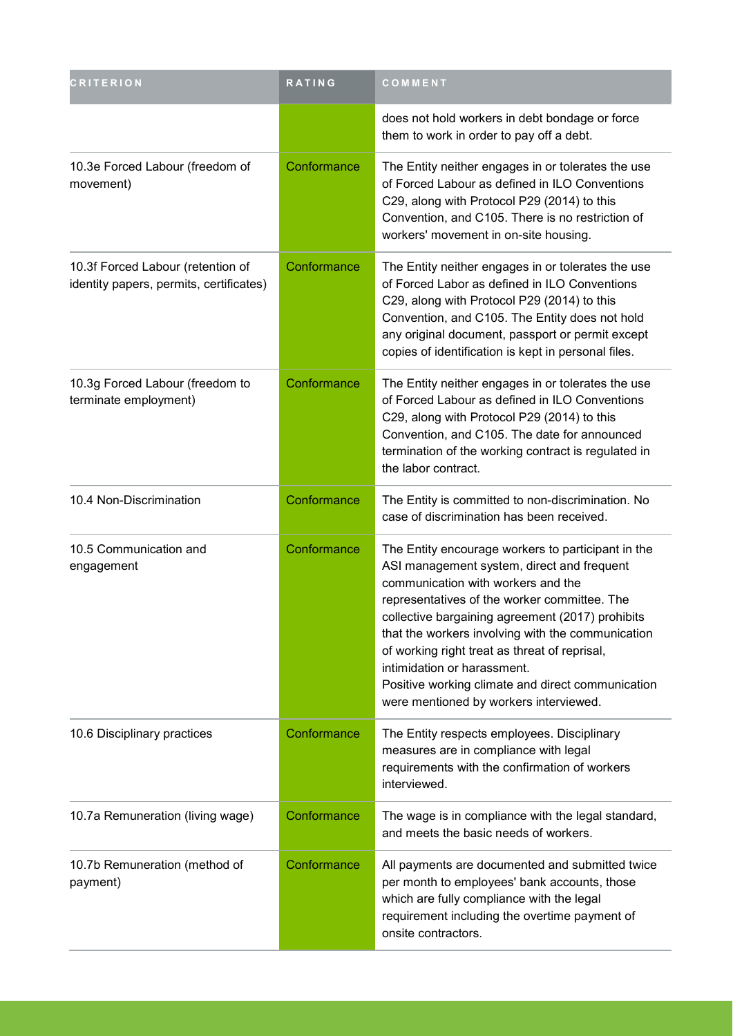| CRITERION | RATING | COMMENT |
|---|---|---|
| | | does not hold workers in debt bondage or force them to work in order to pay off a debt. |
| 10.3e Forced Labour (freedom of movement) | Conformance | The Entity neither engages in or tolerates the use of Forced Labour as defined in ILO Conventions C29, along with Protocol P29 (2014) to this Convention, and C105. There is no restriction of workers' movement in on-site housing. |
| 10.3f Forced Labour (retention of identity papers, permits, certificates) | Conformance | The Entity neither engages in or tolerates the use of Forced Labor as defined in ILO Conventions C29, along with Protocol P29 (2014) to this Convention, and C105. The Entity does not hold any original document, passport or permit except copies of identification is kept in personal files. |
| 10.3g Forced Labour (freedom to terminate employment) | Conformance | The Entity neither engages in or tolerates the use of Forced Labour as defined in ILO Conventions C29, along with Protocol P29 (2014) to this Convention, and C105. The date for announced termination of the working contract is regulated in the labor contract. |
| 10.4 Non-Discrimination | Conformance | The Entity is committed to non-discrimination. No case of discrimination has been received. |
| 10.5 Communication and engagement | Conformance | The Entity encourage workers to participant in the ASI management system, direct and frequent communication with workers and the representatives of the worker committee. The collective bargaining agreement (2017) prohibits that the workers involving with the communication of working right treat as threat of reprisal, intimidation or harassment.<br>Positive working climate and direct communication were mentioned by workers interviewed. |
| 10.6 Disciplinary practices | Conformance | The Entity respects employees. Disciplinary measures are in compliance with legal requirements with the confirmation of workers interviewed. |
| 10.7a Remuneration (living wage) | Conformance | The wage is in compliance with the legal standard, and meets the basic needs of workers. |
| 10.7b Remuneration (method of payment) | Conformance | All payments are documented and submitted twice per month to employees' bank accounts, those which are fully compliance with the legal requirement including the overtime payment of onsite contractors. |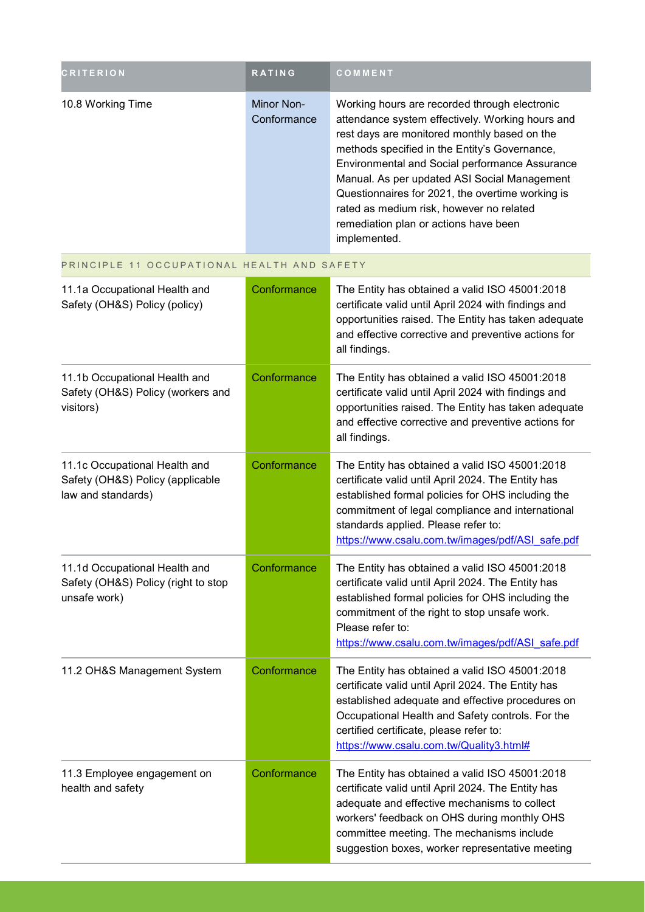| CRITERION | RATING | COMMENT |
| --- | --- | --- |
| 10.8 Working Time | Minor Non-Conformance | Working hours are recorded through electronic attendance system effectively. Working hours and rest days are monitored monthly based on the methods specified in the Entity's Governance, Environmental and Social performance Assurance Manual. As per updated ASI Social Management Questionnaires for 2021, the overtime working is rated as medium risk, however no related remediation plan or actions have been implemented. |
| PRINCIPLE 11 OCCUPATIONAL HEALTH AND SAFETY | | |
| 11.1a Occupational Health and Safety (OH&S) Policy (policy) | Conformance | The Entity has obtained a valid ISO 45001:2018 certificate valid until April 2024 with findings and opportunities raised. The Entity has taken adequate and effective corrective and preventive actions for all findings. |
| 11.1b Occupational Health and Safety (OH&S) Policy (workers and visitors) | Conformance | The Entity has obtained a valid ISO 45001:2018 certificate valid until April 2024 with findings and opportunities raised. The Entity has taken adequate and effective corrective and preventive actions for all findings. |
| 11.1c Occupational Health and Safety (OH&S) Policy (applicable law and standards) | Conformance | The Entity has obtained a valid ISO 45001:2018 certificate valid until April 2024. The Entity has established formal policies for OHS including the commitment of legal compliance and international standards applied. Please refer to: https://www.csalu.com.tw/images/pdf/ASI_safe.pdf |
| 11.1d Occupational Health and Safety (OH&S) Policy (right to stop unsafe work) | Conformance | The Entity has obtained a valid ISO 45001:2018 certificate valid until April 2024. The Entity has established formal policies for OHS including the commitment of the right to stop unsafe work. Please refer to: https://www.csalu.com.tw/images/pdf/ASI_safe.pdf |
| 11.2 OH&S Management System | Conformance | The Entity has obtained a valid ISO 45001:2018 certificate valid until April 2024. The Entity has established adequate and effective procedures on Occupational Health and Safety controls. For the certified certificate, please refer to: https://www.csalu.com.tw/Quality3.html# |
| 11.3 Employee engagement on health and safety | Conformance | The Entity has obtained a valid ISO 45001:2018 certificate valid until April 2024. The Entity has adequate and effective mechanisms to collect workers' feedback on OHS during monthly OHS committee meeting. The mechanisms include suggestion boxes, worker representative meeting |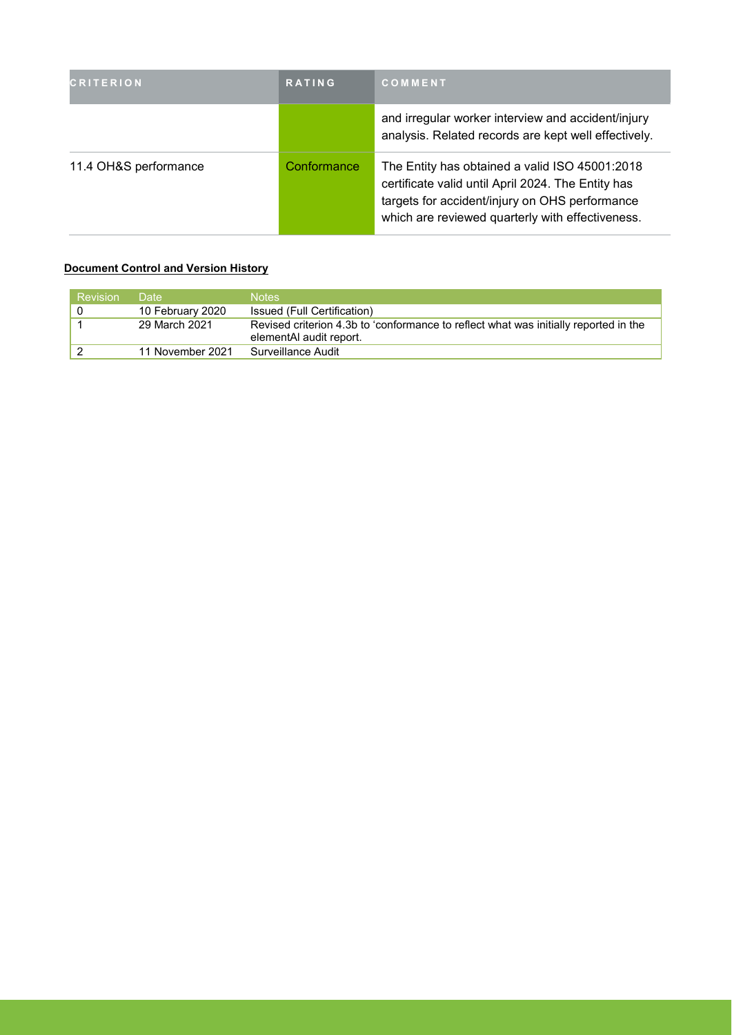| CRITERION | RATING | COMMENT |
| --- | --- | --- |
| | | and irregular worker interview and accident/injury analysis. Related records are kept well effectively. |
| 11.4 OH&S performance | Conformance | The Entity has obtained a valid ISO 45001:2018 certificate valid until April 2024. The Entity has targets for accident/injury on OHS performance which are reviewed quarterly with effectiveness. |

**Document Control and Version History**

| Revision | Date | Notes |
| --- | --- | --- |
| 0 | 10 February 2020 | Issued (Full Certification) |
| 1 | 29 March 2021 | Revised criterion 4.3b to 'conformance to reflect what was initially reported in the elementAl audit report. |
| 2 | 11 November 2021 | Surveillance Audit |